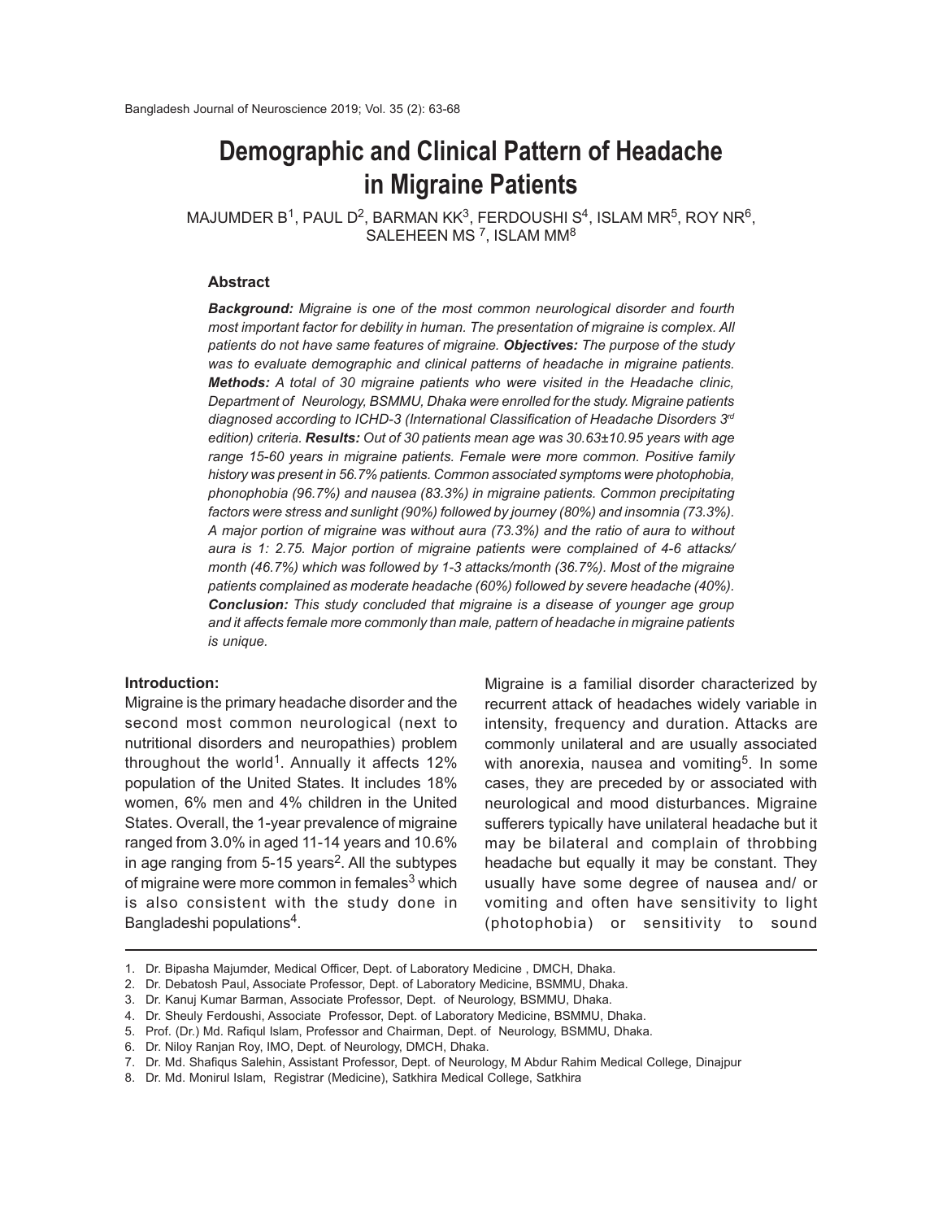# Demographic and Clinical Pattern of Headache in Migraine Patients

MAJUMDER B[1], PAUL D[2], BARMAN KK[3], FERDOUSHI S[4], ISLAM MR[5], ROY NR[6], SALEHEEN MS [7], ISLAM MM[8]

## Abstract

***Background:*** *Migraine is one of the most common neurological disorder and fourth most important factor for debility in human. The presentation of migraine is complex. All patients do not have same features of migraine.* ***Objectives:*** *The purpose of the study was to evaluate demographic and clinical patterns of headache in migraine patients.* ***Methods:*** *A total of 30 migraine patients who were visited in the Headache clinic, Department of Neurology, BSMMU, Dhaka were enrolled for the study. Migraine patients diagnosed according to ICHD-3 (International Classification of Headache Disorders 3rd edition) criteria.* ***Results:*** *Out of 30 patients mean age was 30.63±10.95 years with age range 15-60 years in migraine patients. Female were more common. Positive family history was present in 56.7% patients. Common associated symptoms were photophobia, phonophobia (96.7%) and nausea (83.3%) in migraine patients. Common precipitating factors were stress and sunlight (90%) followed by journey (80%) and insomnia (73.3%). A major portion of migraine was without aura (73.3%) and the ratio of aura to without aura is 1: 2.75. Major portion of migraine patients were complained of 4-6 attacks/ month (46.7%) which was followed by 1-3 attacks/month (36.7%). Most of the migraine patients complained as moderate headache (60%) followed by severe headache (40%).* ***Conclusion:*** *This study concluded that migraine is a disease of younger age group and it affects female more commonly than male, pattern of headache in migraine patients is unique.*

## Introduction:

Migraine is the primary headache disorder and the second most common neurological (next to nutritional disorders and neuropathies) problem throughout the world[1]. Annually it affects 12% population of the United States. It includes 18% women, 6% men and 4% children in the United States. Overall, the 1-year prevalence of migraine ranged from 3.0% in aged 11-14 years and 10.6% in age ranging from 5-15 years[2]. All the subtypes of migraine were more common in females[3] which is also consistent with the study done in Bangladeshi populations[4].

Migraine is a familial disorder characterized by recurrent attack of headaches widely variable in intensity, frequency and duration. Attacks are commonly unilateral and are usually associated with anorexia, nausea and vomiting[5]. In some cases, they are preceded by or associated with neurological and mood disturbances. Migraine sufferers typically have unilateral headache but it may be bilateral and complain of throbbing headache but equally it may be constant. They usually have some degree of nausea and/ or vomiting and often have sensitivity to light (photophobia) or sensitivity to sound

1. Dr. Bipasha Majumder, Medical Officer, Dept. of Laboratory Medicine , DMCH, Dhaka.
2. Dr. Debatosh Paul, Associate Professor, Dept. of Laboratory Medicine, BSMMU, Dhaka.
3. Dr. Kanuj Kumar Barman, Associate Professor, Dept. of Neurology, BSMMU, Dhaka.
4. Dr. Sheuly Ferdoushi, Associate Professor, Dept. of Laboratory Medicine, BSMMU, Dhaka.
5. Prof. (Dr.) Md. Rafiqul Islam, Professor and Chairman, Dept. of Neurology, BSMMU, Dhaka.
6. Dr. Niloy Ranjan Roy, IMO, Dept. of Neurology, DMCH, Dhaka.
7. Dr. Md. Shafiqus Salehin, Assistant Professor, Dept. of Neurology, M Abdur Rahim Medical College, Dinajpur
8. Dr. Md. Monirul Islam, Registrar (Medicine), Satkhira Medical College, Satkhira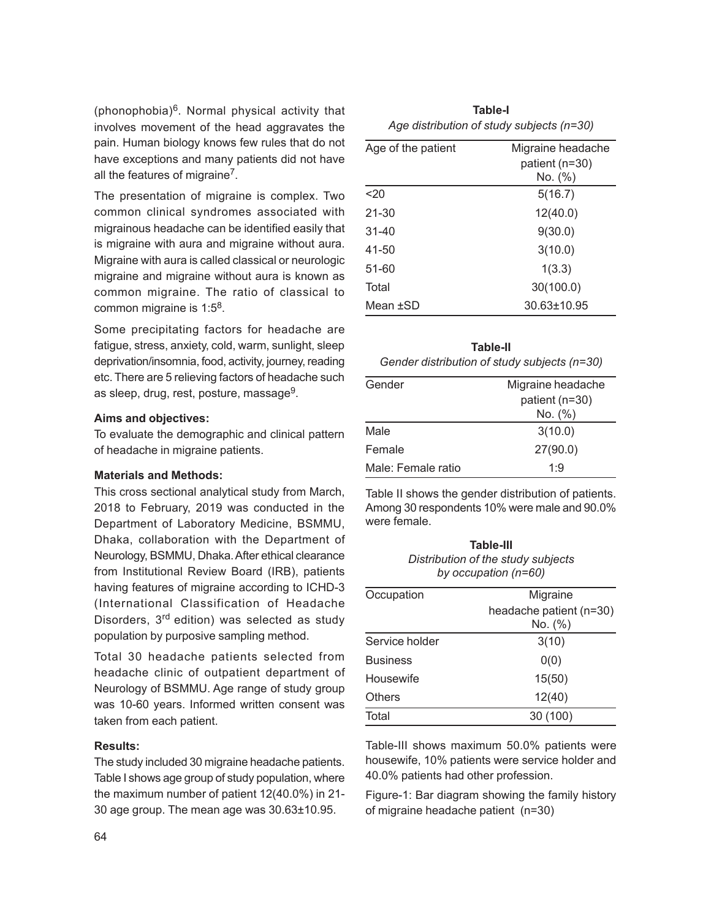(phonophobia)[6]. Normal physical activity that involves movement of the head aggravates the pain. Human biology knows few rules that do not have exceptions and many patients did not have all the features of migraine[7].

The presentation of migraine is complex. Two common clinical syndromes associated with migrainous headache can be identified easily that is migraine with aura and migraine without aura. Migraine with aura is called classical or neurologic migraine and migraine without aura is known as common migraine. The ratio of classical to common migraine is 1:5[8].

Some precipitating factors for headache are fatigue, stress, anxiety, cold, warm, sunlight, sleep deprivation/insomnia, food, activity, journey, reading etc. There are 5 relieving factors of headache such as sleep, drug, rest, posture, massage[9].

**Aims and objectives:**

To evaluate the demographic and clinical pattern of headache in migraine patients.

**Materials and Methods:**

This cross sectional analytical study from March, 2018 to February, 2019 was conducted in the Department of Laboratory Medicine, BSMMU, Dhaka, collaboration with the Department of Neurology, BSMMU, Dhaka. After ethical clearance from Institutional Review Board (IRB), patients having features of migraine according to ICHD-3 (International Classification of Headache Disorders, 3rd edition) was selected as study population by purposive sampling method.

Total 30 headache patients selected from headache clinic of outpatient department of Neurology of BSMMU. Age range of study group was 10-60 years. Informed written consent was taken from each patient.

**Results:**

The study included 30 migraine headache patients. Table I shows age group of study population, where the maximum number of patient 12(40.0%) in 21-30 age group. The mean age was 30.63±10.95.

**Table-I**

*Age distribution of study subjects (n=30)*

| Age of the patient | Migraine headache patient (n=30) No. (%) |
|---|---|
| <20 | 5(16.7) |
| 21-30 | 12(40.0) |
| 31-40 | 9(30.0) |
| 41-50 | 3(10.0) |
| 51-60 | 1(3.3) |
| Total | 30(100.0) |
| Mean ±SD | 30.63±10.95 |

**Table-II**

*Gender distribution of study subjects (n=30)*

| Gender | Migraine headache patient (n=30) No. (%) |
|---|---|
| Male | 3(10.0) |
| Female | 27(90.0) |
| Male: Female ratio | 1:9 |

Table II shows the gender distribution of patients. Among 30 respondents 10% were male and 90.0% were female.

**Table-III**

*Distribution of the study subjects by occupation (n=60)*

| Occupation | Migraine headache patient (n=30) No. (%) |
|---|---|
| Service holder | 3(10) |
| Business | 0(0) |
| Housewife | 15(50) |
| Others | 12(40) |
| Total | 30 (100) |

Table-III shows maximum 50.0% patients were housewife, 10% patients were service holder and 40.0% patients had other profession.

Figure-1: Bar diagram showing the family history of migraine headache patient (n=30)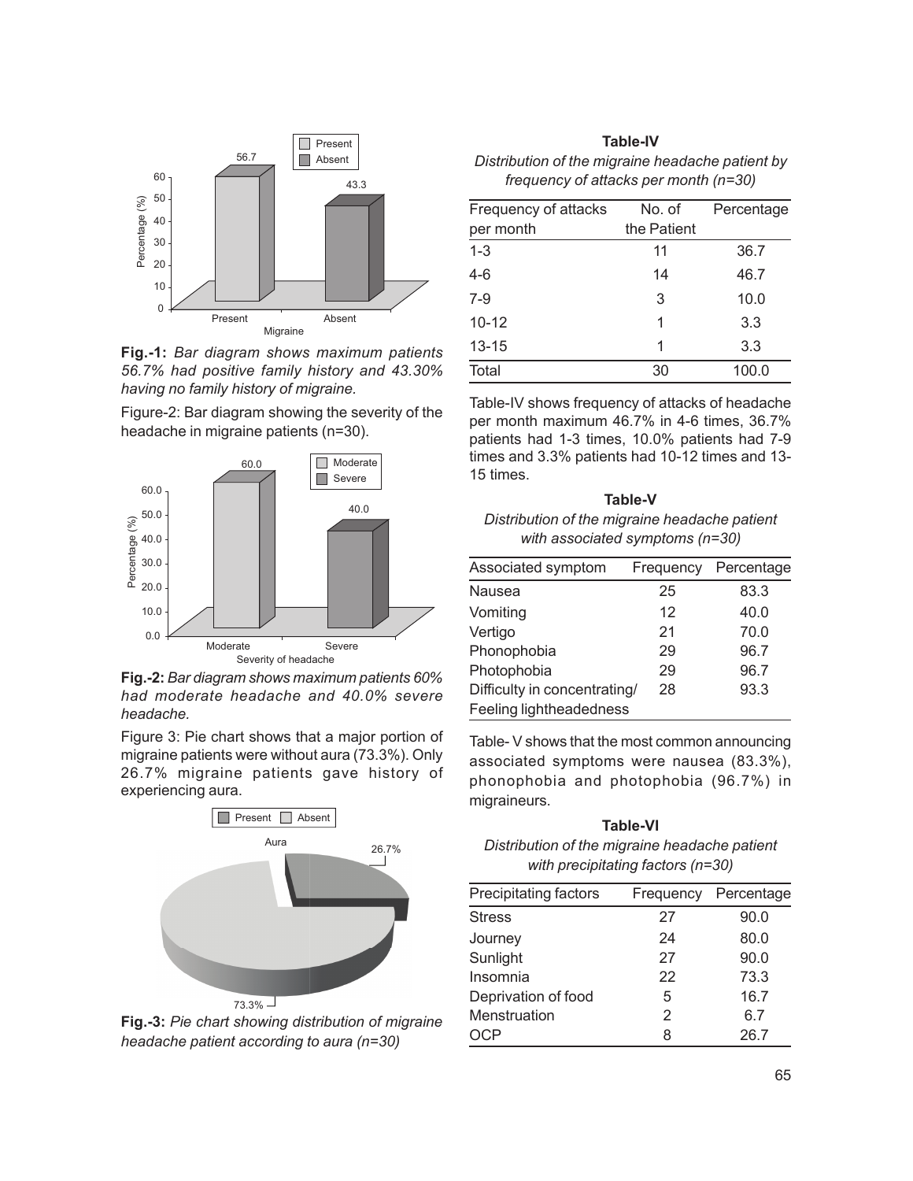**Fig.-1:** *Bar diagram shows maximum patients 56.7% had positive family history and 43.30% having no family history of migraine.*

Figure-2: Bar diagram showing the severity of the headache in migraine patients (n=30).

**Fig.-2:** *Bar diagram shows maximum patients 60% had moderate headache and 40.0% severe headache.*

Figure 3: Pie chart shows that a major portion of migraine patients were without aura (73.3%). Only 26.7% migraine patients gave history of experiencing aura.

**Fig.-3:** *Pie chart showing distribution of migraine headache patient according to aura (n=30)*

**Table-IV**

*Distribution of the migraine headache patient by frequency of attacks per month (n=30)*

| Frequency of attacks per month | No. of the Patient | Percentage |
|---|---|---|
| 1-3 | 11 | 36.7 |
| 4-6 | 14 | 46.7 |
| 7-9 | 3 | 10.0 |
| 10-12 | 1 | 3.3 |
| 13-15 | 1 | 3.3 |
| Total | 30 | 100.0 |

Table-IV shows frequency of attacks of headache per month maximum 46.7% in 4-6 times, 36.7% patients had 1-3 times, 10.0% patients had 7-9 times and 3.3% patients had 10-12 times and 13-15 times.

**Table-V**

*Distribution of the migraine headache patient with associated symptoms (n=30)*

| Associated symptom | Frequency | Percentage |
|---|---|---|
| Nausea | 25 | 83.3 |
| Vomiting | 12 | 40.0 |
| Vertigo | 21 | 70.0 |
| Phonophobia | 29 | 96.7 |
| Photophobia | 29 | 96.7 |
| Difficulty in concentrating/ Feeling lightheadedness | 28 | 93.3 |

Table- V shows that the most common announcing associated symptoms were nausea (83.3%), phonophobia and photophobia (96.7%) in migraineurs.

**Table-VI**

*Distribution of the migraine headache patient with precipitating factors (n=30)*

| Precipitating factors | Frequency | Percentage |
|---|---|---|
| Stress | 27 | 90.0 |
| Journey | 24 | 80.0 |
| Sunlight | 27 | 90.0 |
| Insomnia | 22 | 73.3 |
| Deprivation of food | 5 | 16.7 |
| Menstruation | 2 | 6.7 |
| OCP | 8 | 26.7 |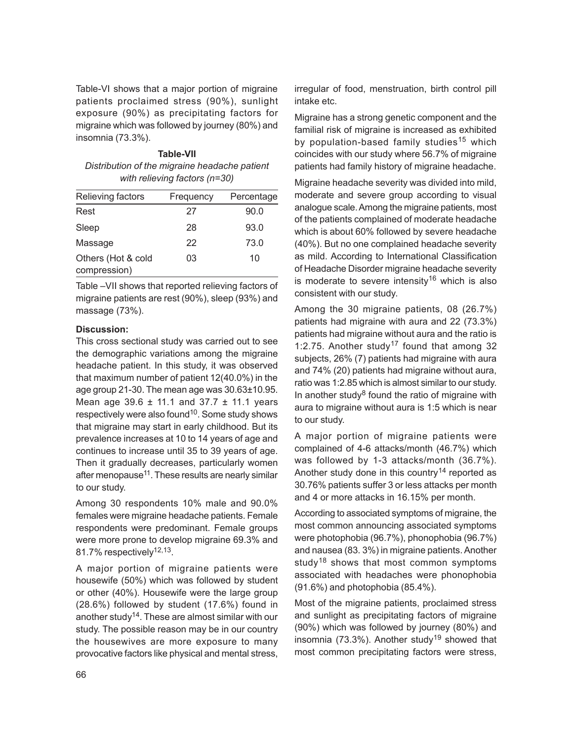Table-VI shows that a major portion of migraine patients proclaimed stress (90%), sunlight exposure (90%) as precipitating factors for migraine which was followed by journey (80%) and insomnia (73.3%).

**Table-VII**

*Distribution of the migraine headache patient with relieving factors (n=30)*

| Relieving factors | Frequency | Percentage |
|---|---|---|
| Rest | 27 | 90.0 |
| Sleep | 28 | 93.0 |
| Massage | 22 | 73.0 |
| Others (Hot & cold compression) | 03 | 10 |

Table –VII shows that reported relieving factors of migraine patients are rest (90%), sleep (93%) and massage (73%).

**Discussion:**

This cross sectional study was carried out to see the demographic variations among the migraine headache patient. In this study, it was observed that maximum number of patient 12(40.0%) in the age group 21-30. The mean age was 30.63±10.95. Mean age 39.6 ± 11.1 and 37.7 ± 11.1 years respectively were also found[10]. Some study shows that migraine may start in early childhood. But its prevalence increases at 10 to 14 years of age and continues to increase until 35 to 39 years of age. Then it gradually decreases, particularly women after menopause[11]. These results are nearly similar to our study.

Among 30 respondents 10% male and 90.0% females were migraine headache patients. Female respondents were predominant. Female groups were more prone to develop migraine 69.3% and 81.7% respectively[12,13].

A major portion of migraine patients were housewife (50%) which was followed by student or other (40%). Housewife were the large group (28.6%) followed by student (17.6%) found in another study[14]. These are almost similar with our study. The possible reason may be in our country the housewives are more exposure to many provocative factors like physical and mental stress, irregular of food, menstruation, birth control pill intake etc.

Migraine has a strong genetic component and the familial risk of migraine is increased as exhibited by population-based family studies[15] which coincides with our study where 56.7% of migraine patients had family history of migraine headache.

Migraine headache severity was divided into mild, moderate and severe group according to visual analogue scale. Among the migraine patients, most of the patients complained of moderate headache which is about 60% followed by severe headache (40%). But no one complained headache severity as mild. According to International Classification of Headache Disorder migraine headache severity is moderate to severe intensity[16] which is also consistent with our study.

Among the 30 migraine patients, 08 (26.7%) patients had migraine with aura and 22 (73.3%) patients had migraine without aura and the ratio is 1:2.75. Another study[17] found that among 32 subjects, 26% (7) patients had migraine with aura and 74% (20) patients had migraine without aura, ratio was 1:2.85 which is almost similar to our study. In another study[8] found the ratio of migraine with aura to migraine without aura is 1:5 which is near to our study.

A major portion of migraine patients were complained of 4-6 attacks/month (46.7%) which was followed by 1-3 attacks/month (36.7%). Another study done in this country[14] reported as 30.76% patients suffer 3 or less attacks per month and 4 or more attacks in 16.15% per month.

According to associated symptoms of migraine, the most common announcing associated symptoms were photophobia (96.7%), phonophobia (96.7%) and nausea (83. 3%) in migraine patients. Another study[18] shows that most common symptoms associated with headaches were phonophobia (91.6%) and photophobia (85.4%).

Most of the migraine patients, proclaimed stress and sunlight as precipitating factors of migraine (90%) which was followed by journey (80%) and insomnia (73.3%). Another study[19] showed that most common precipitating factors were stress,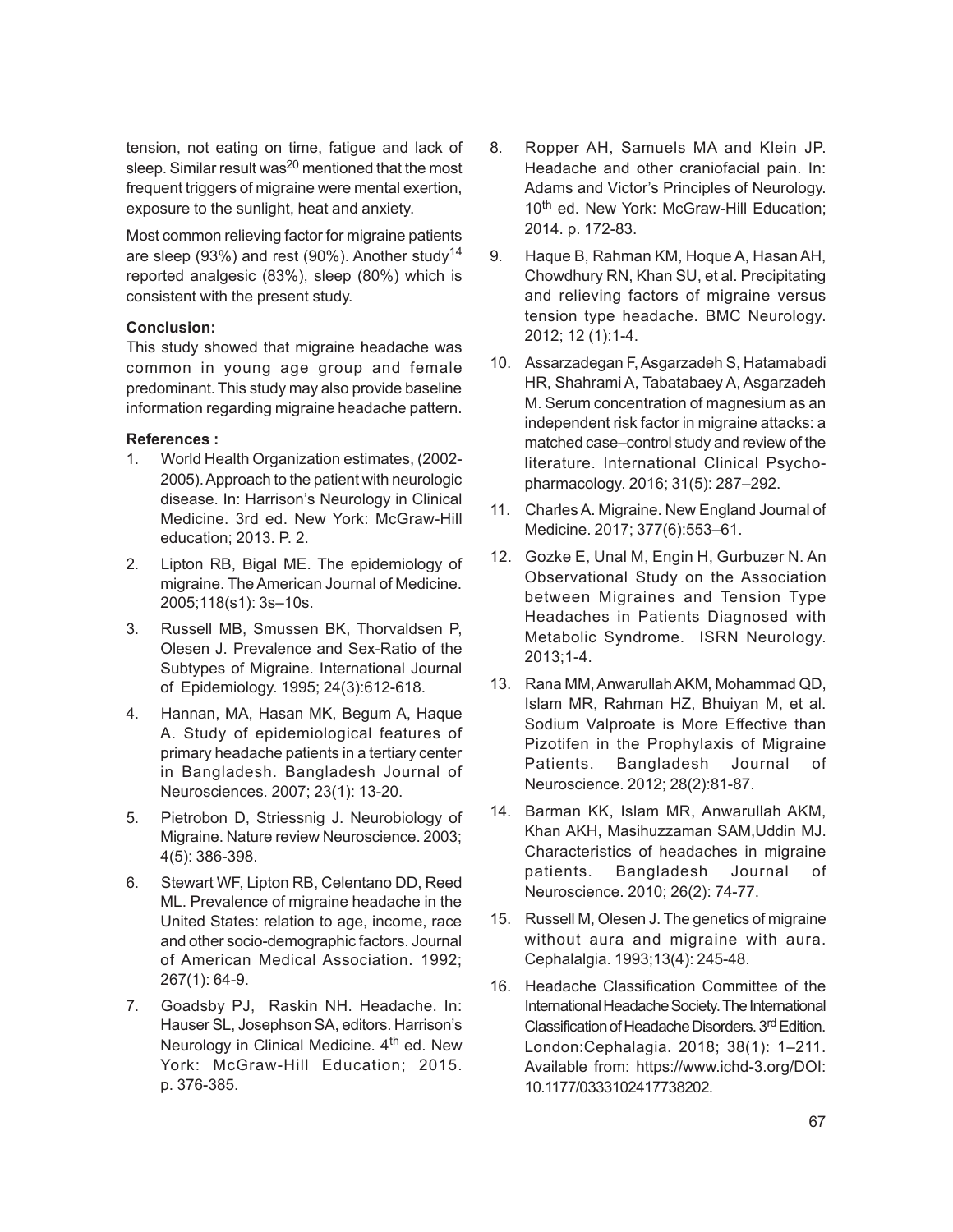tension, not eating on time, fatigue and lack of sleep. Similar result was[20] mentioned that the most frequent triggers of migraine were mental exertion, exposure to the sunlight, heat and anxiety.

Most common relieving factor for migraine patients are sleep (93%) and rest (90%). Another study[14] reported analgesic (83%), sleep (80%) which is consistent with the present study.

**Conclusion:**

This study showed that migraine headache was common in young age group and female predominant. This study may also provide baseline information regarding migraine headache pattern.

**References :**

1. World Health Organization estimates, (2002-2005). Approach to the patient with neurologic disease. In: Harrison's Neurology in Clinical Medicine. 3rd ed. New York: McGraw-Hill education; 2013. P. 2.
2. Lipton RB, Bigal ME. The epidemiology of migraine. The American Journal of Medicine. 2005;118(s1): 3s–10s.
3. Russell MB, Smussen BK, Thorvaldsen P, Olesen J. Prevalence and Sex-Ratio of the Subtypes of Migraine. International Journal of Epidemiology. 1995; 24(3):612-618.
4. Hannan, MA, Hasan MK, Begum A, Haque A. Study of epidemiological features of primary headache patients in a tertiary center in Bangladesh. Bangladesh Journal of Neurosciences. 2007; 23(1): 13-20.
5. Pietrobon D, Striessnig J. Neurobiology of Migraine. Nature review Neuroscience. 2003; 4(5): 386-398.
6. Stewart WF, Lipton RB, Celentano DD, Reed ML. Prevalence of migraine headache in the United States: relation to age, income, race and other socio-demographic factors. Journal of American Medical Association. 1992; 267(1): 64-9.
7. Goadsby PJ, Raskin NH. Headache. In: Hauser SL, Josephson SA, editors. Harrison's Neurology in Clinical Medicine. 4th ed. New York: McGraw-Hill Education; 2015. p. 376-385.
8. Ropper AH, Samuels MA and Klein JP. Headache and other craniofacial pain. In: Adams and Victor's Principles of Neurology. 10th ed. New York: McGraw-Hill Education; 2014. p. 172-83.
9. Haque B, Rahman KM, Hoque A, Hasan AH, Chowdhury RN, Khan SU, et al. Precipitating and relieving factors of migraine versus tension type headache. BMC Neurology. 2012; 12 (1):1-4.
10. Assarzadegan F, Asgarzadeh S, Hatamabadi HR, Shahrami A, Tabatabaey A, Asgarzadeh M. Serum concentration of magnesium as an independent risk factor in migraine attacks: a matched case–control study and review of the literature. International Clinical Psycho-pharmacology. 2016; 31(5): 287–292.
11. Charles A. Migraine. New England Journal of Medicine. 2017; 377(6):553–61.
12. Gozke E, Unal M, Engin H, Gurbuzer N. An Observational Study on the Association between Migraines and Tension Type Headaches in Patients Diagnosed with Metabolic Syndrome. ISRN Neurology. 2013;1-4.
13. Rana MM, Anwarullah AKM, Mohammad QD, Islam MR, Rahman HZ, Bhuiyan M, et al. Sodium Valproate is More Effective than Pizotifen in the Prophylaxis of Migraine Patients. Bangladesh Journal of Neuroscience. 2012; 28(2):81-87.
14. Barman KK, Islam MR, Anwarullah AKM, Khan AKH, Masihuzzaman SAM,Uddin MJ. Characteristics of headaches in migraine patients. Bangladesh Journal of Neuroscience. 2010; 26(2): 74-77.
15. Russell M, Olesen J. The genetics of migraine without aura and migraine with aura. Cephalalgia. 1993;13(4): 245-48.
16. Headache Classification Committee of the International Headache Society. The International Classification of Headache Disorders. 3rd Edition. London:Cephalagia. 2018; 38(1): 1–211. Available from: https://www.ichd-3.org/DOI: 10.1177/0333102417738202.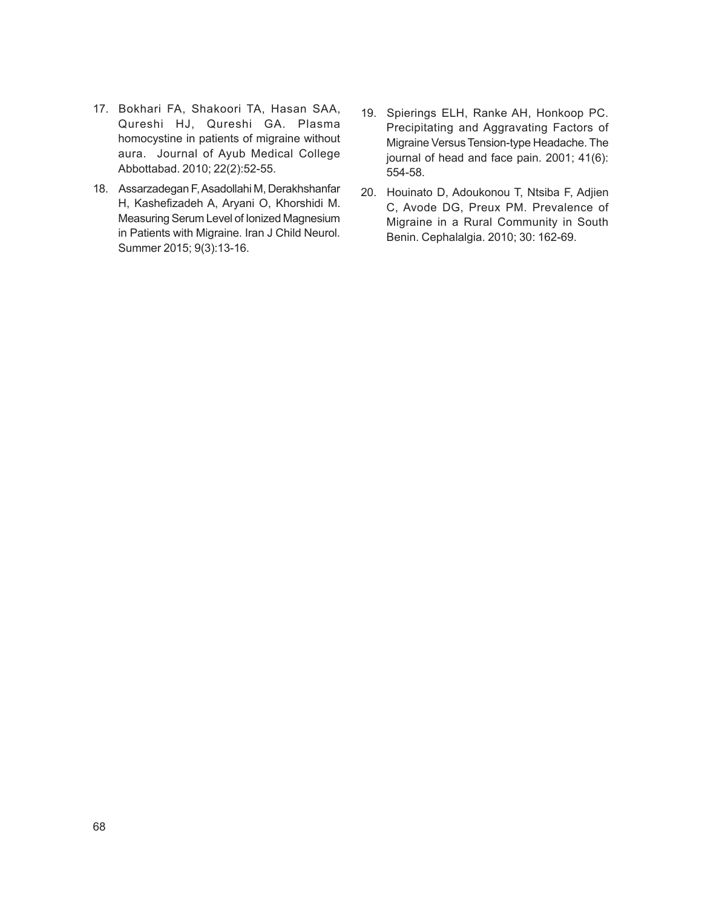17. Bokhari FA, Shakoori TA, Hasan SAA, Qureshi HJ, Qureshi GA. Plasma homocystine in patients of migraine without aura. Journal of Ayub Medical College Abbottabad. 2010; 22(2):52-55.
18. Assarzadegan F, Asadollahi M, Derakhshanfar H, Kashefizadeh A, Aryani O, Khorshidi M. Measuring Serum Level of Ionized Magnesium in Patients with Migraine. Iran J Child Neurol. Summer 2015; 9(3):13-16.
19. Spierings ELH, Ranke AH, Honkoop PC. Precipitating and Aggravating Factors of Migraine Versus Tension-type Headache. The journal of head and face pain. 2001; 41(6): 554-58.
20. Houinato D, Adoukonou T, Ntsiba F, Adjien C, Avode DG, Preux PM. Prevalence of Migraine in a Rural Community in South Benin. Cephalalgia. 2010; 30: 162-69.